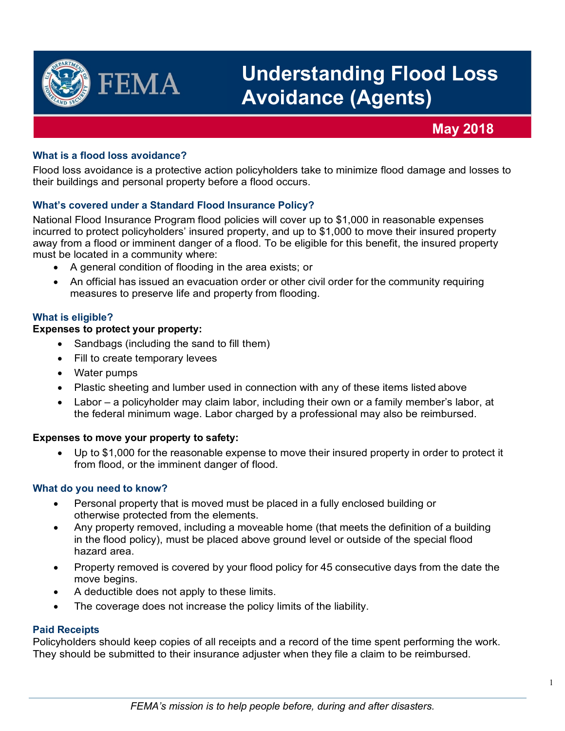# Understanding Flood Loss Avoidance (Agents)

**May 2018**

### What is a flood loss avoidance?

Flood loss avoidance is a protective action policyholders take to minimize flood damage and losses to their buildings and personal property before a flood occurs.

### What's covered under a Standard Flood Insurance Policy?

National Flood Insurance Program flood policies will cover up to $1,000 in reasonable expenses incurred to protect policyholders' insured property, and up to $1,000 to move their insured property away from a flood or imminent danger of a flood. To be eligible for this benefit, the insured property must be located in a community where:

- A general condition of flooding in the area exists; or
- An official has issued an evacuation order or other civil order for the community requiring measures to preserve life and property from flooding.

### What is eligible?

**Expenses to protect your property:**

- Sandbags (including the sand to fill them)
- Fill to create temporary levees
- Water pumps
- Plastic sheeting and lumber used in connection with any of these items listed above
- Labor – a policyholder may claim labor, including their own or a family member's labor, at the federal minimum wage. Labor charged by a professional may also be reimbursed.

**Expenses to move your property to safety:**

- Up to $1,000 for the reasonable expense to move their insured property in order to protect it from flood, or the imminent danger of flood.

### What do you need to know?

- Personal property that is moved must be placed in a fully enclosed building or otherwise protected from the elements.
- Any property removed, including a moveable home (that meets the definition of a building in the flood policy), must be placed above ground level or outside of the special flood hazard area.
- Property removed is covered by your flood policy for 45 consecutive days from the date the move begins.
- A deductible does not apply to these limits.
- The coverage does not increase the policy limits of the liability.

### Paid Receipts

Policyholders should keep copies of all receipts and a record of the time spent performing the work. They should be submitted to their insurance adjuster when they file a claim to be reimbursed.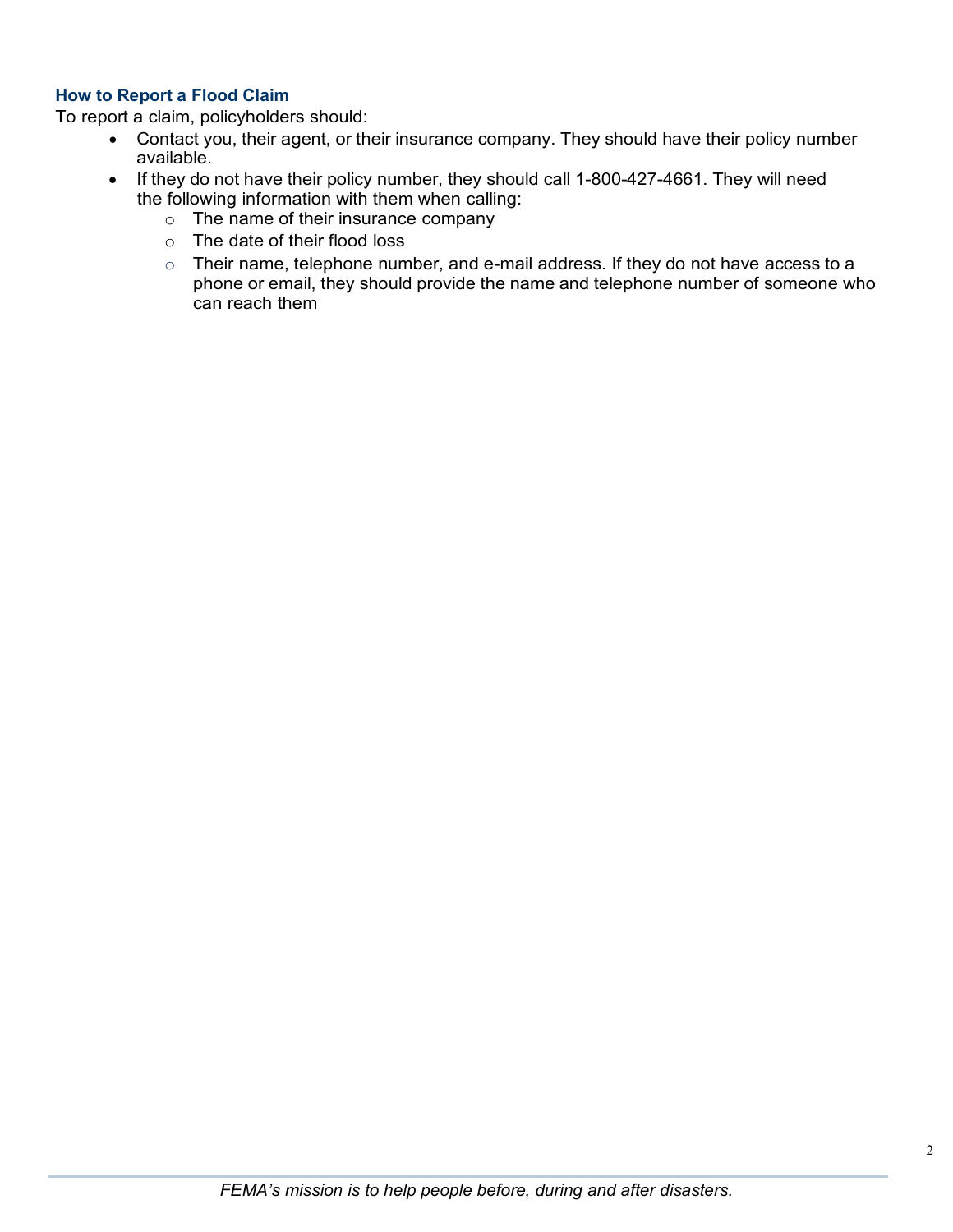### How to Report a Flood Claim

To report a claim, policyholders should:

- Contact you, their agent, or their insurance company. They should have their policy number available.
- If they do not have their policy number, they should call 1-800-427-4661. They will need the following information with them when calling:
  - The name of their insurance company
  - The date of their flood loss
  - Their name, telephone number, and e-mail address. If they do not have access to a phone or email, they should provide the name and telephone number of someone who can reach them